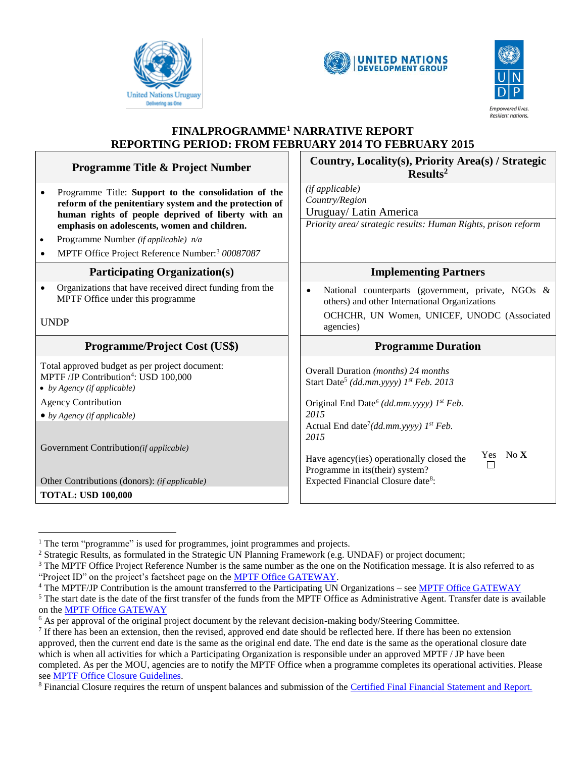United Nations Uruguay
Delivering as One

UNITED NATIONS DEVELOPMENT GROUP

UNDP
Empowered lives.
Resilient nations.

# FINALPROGRAMME[1] NARRATIVE REPORT
# REPORTING PERIOD: FROM FEBRUARY 2014 TO FEBRUARY 2015

| Programme Title & Project Number | Country, Locality(s), Priority Area(s) / Strategic Results[2] |
| --- | --- |
| • Programme Title: **Support to the consolidation of the reform of the penitentiary system and the protection of human rights of people deprived of liberty with an emphasis on adolescents, women and children.**<br>• Programme Number *(if applicable) n/a*<br>• MPTF Office Project Reference Number:[3] *00087087* | *(if applicable)*<br>*Country/Region*<br>Uruguay/ Latin America<br>*Priority area/ strategic results: Human Rights, prison reform* |
| **Participating Organization(s)** | **Implementing Partners** |
| • Organizations that have received direct funding from the MPTF Office under this programme<br><br>UNDP | • National counterparts (government, private, NGOs & others) and other International Organizations<br>OCHCHR, UN Women, UNICEF, UNODC (Associated agencies) |
| **Programme/Project Cost (US$)** | **Programme Duration** |
| Total approved budget as per project document:<br>MPTF /JP Contribution[4]: USD 100,000<br>• *by Agency (if applicable)*<br>Agency Contribution<br>• *by Agency (if applicable)*<br><br>Government Contribution*(if applicable)*<br><br>Other Contributions (donors): *(if applicable)*<br>**TOTAL: USD 100,000** | Overall Duration *(months) 24 months*<br>Start Date[5] *(dd.mm.yyyy) 1st Feb. 2013*<br><br>Original End Date[6] *(dd.mm.yyyy) 1st Feb. 2015*<br>Actual End date[7]*(dd.mm.yyyy) 1st Feb. 2015*<br><br>Have agency(ies) operationally closed the Programme in its(their) system? Yes ☐ No **X**<br>Expected Financial Closure date[8]: |

---

[1] The term "programme" is used for programmes, joint programmes and projects.

[2] Strategic Results, as formulated in the Strategic UN Planning Framework (e.g. UNDAF) or project document;

[3] The MPTF Office Project Reference Number is the same number as the one on the Notification message. It is also referred to as "Project ID" on the project's factsheet page on the MPTF Office GATEWAY.

[4] The MPTF/JP Contribution is the amount transferred to the Participating UN Organizations – see MPTF Office GATEWAY

[5] The start date is the date of the first transfer of the funds from the MPTF Office as Administrative Agent. Transfer date is available on the MPTF Office GATEWAY

[6] As per approval of the original project document by the relevant decision-making body/Steering Committee.

[7] If there has been an extension, then the revised, approved end date should be reflected here. If there has been no extension approved, then the current end date is the same as the original end date. The end date is the same as the operational closure date which is when all activities for which a Participating Organization is responsible under an approved MPTF / JP have been completed. As per the MOU, agencies are to notify the MPTF Office when a programme completes its operational activities. Please see MPTF Office Closure Guidelines.

[8] Financial Closure requires the return of unspent balances and submission of the Certified Final Financial Statement and Report.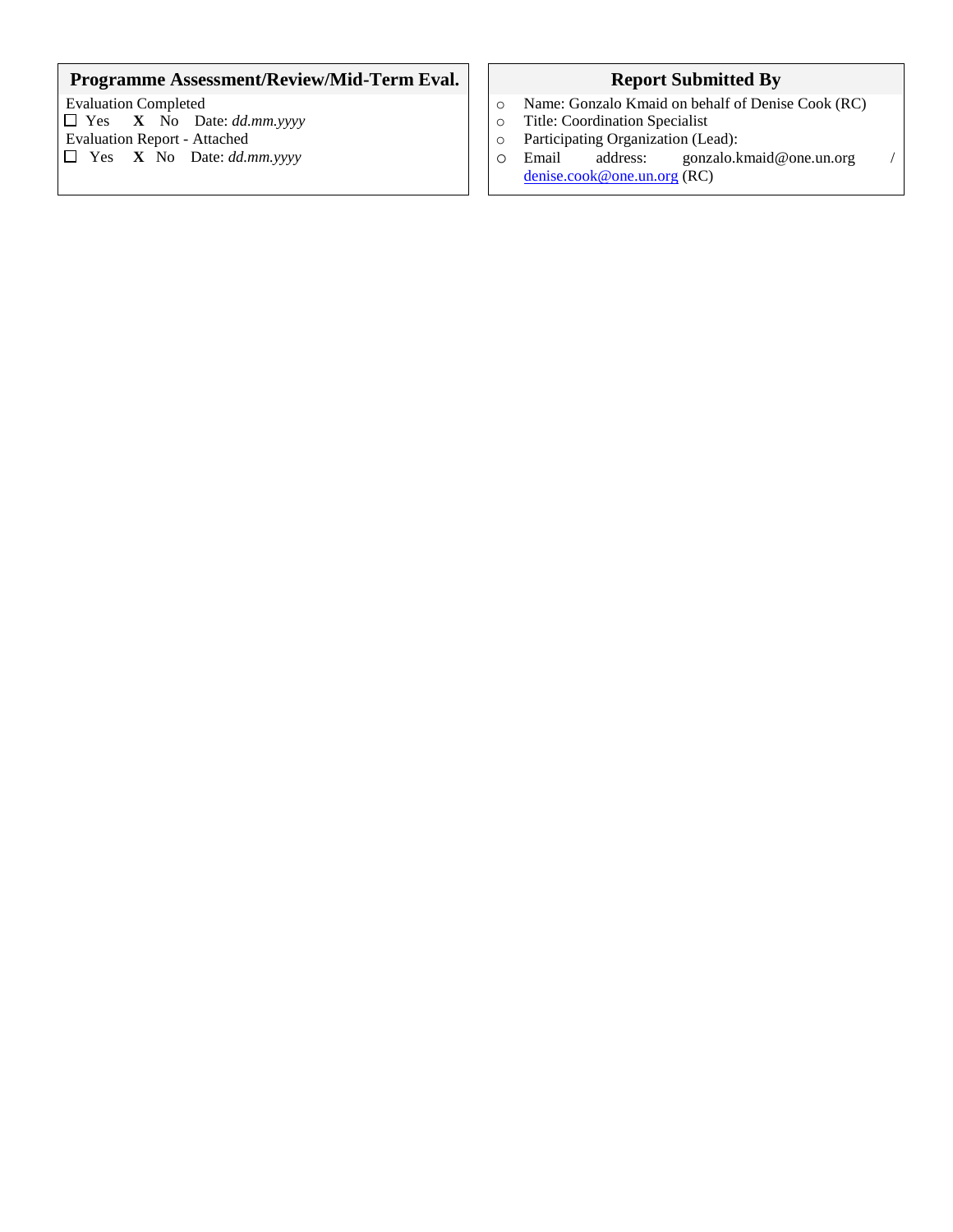| Programme Assessment/Review/Mid-Term Eval. | Report Submitted By |
| --- | --- |
| Evaluation Completed<br>☐ Yes **X** No Date: *dd.mm.yyyy*<br>Evaluation Report - Attached<br>☐ Yes **X** No Date: *dd.mm.yyyy* | ○ Name: Gonzalo Kmaid on behalf of Denise Cook (RC)<br>○ Title: Coordination Specialist<br>○ Participating Organization (Lead):<br>○ Email address: gonzalo.kmaid@one.un.org / denise.cook@one.un.org (RC) |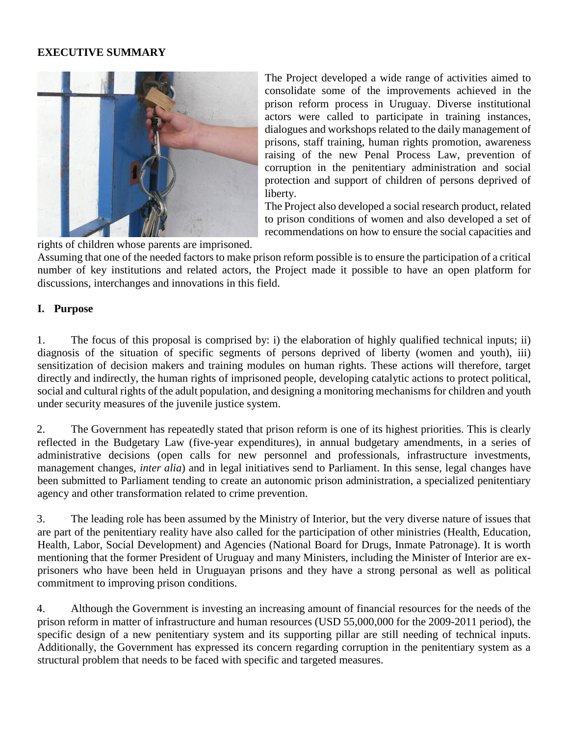**EXECUTIVE SUMMARY**

The Project developed a wide range of activities aimed to consolidate some of the improvements achieved in the prison reform process in Uruguay. Diverse institutional actors were called to participate in training instances, dialogues and workshops related to the daily management of prisons, staff training, human rights promotion, awareness raising of the new Penal Process Law, prevention of corruption in the penitentiary administration and social protection and support of children of persons deprived of liberty.

The Project also developed a social research product, related to prison conditions of women and also developed a set of recommendations on how to ensure the social capacities and rights of children whose parents are imprisoned.

Assuming that one of the needed factors to make prison reform possible is to ensure the participation of a critical number of key institutions and related actors, the Project made it possible to have an open platform for discussions, interchanges and innovations in this field.

## I. Purpose

1. The focus of this proposal is comprised by: i) the elaboration of highly qualified technical inputs; ii) diagnosis of the situation of specific segments of persons deprived of liberty (women and youth), iii) sensitization of decision makers and training modules on human rights. These actions will therefore, target directly and indirectly, the human rights of imprisoned people, developing catalytic actions to protect political, social and cultural rights of the adult population, and designing a monitoring mechanisms for children and youth under security measures of the juvenile justice system.

2. The Government has repeatedly stated that prison reform is one of its highest priorities. This is clearly reflected in the Budgetary Law (five-year expenditures), in annual budgetary amendments, in a series of administrative decisions (open calls for new personnel and professionals, infrastructure investments, management changes, *inter alia*) and in legal initiatives send to Parliament. In this sense, legal changes have been submitted to Parliament tending to create an autonomic prison administration, a specialized penitentiary agency and other transformation related to crime prevention.

3. The leading role has been assumed by the Ministry of Interior, but the very diverse nature of issues that are part of the penitentiary reality have also called for the participation of other ministries (Health, Education, Health, Labor, Social Development) and Agencies (National Board for Drugs, Inmate Patronage). It is worth mentioning that the former President of Uruguay and many Ministers, including the Minister of Interior are ex-prisoners who have been held in Uruguayan prisons and they have a strong personal as well as political commitment to improving prison conditions.

4. Although the Government is investing an increasing amount of financial resources for the needs of the prison reform in matter of infrastructure and human resources (USD 55,000,000 for the 2009-2011 period), the specific design of a new penitentiary system and its supporting pillar are still needing of technical inputs. Additionally, the Government has expressed its concern regarding corruption in the penitentiary system as a structural problem that needs to be faced with specific and targeted measures.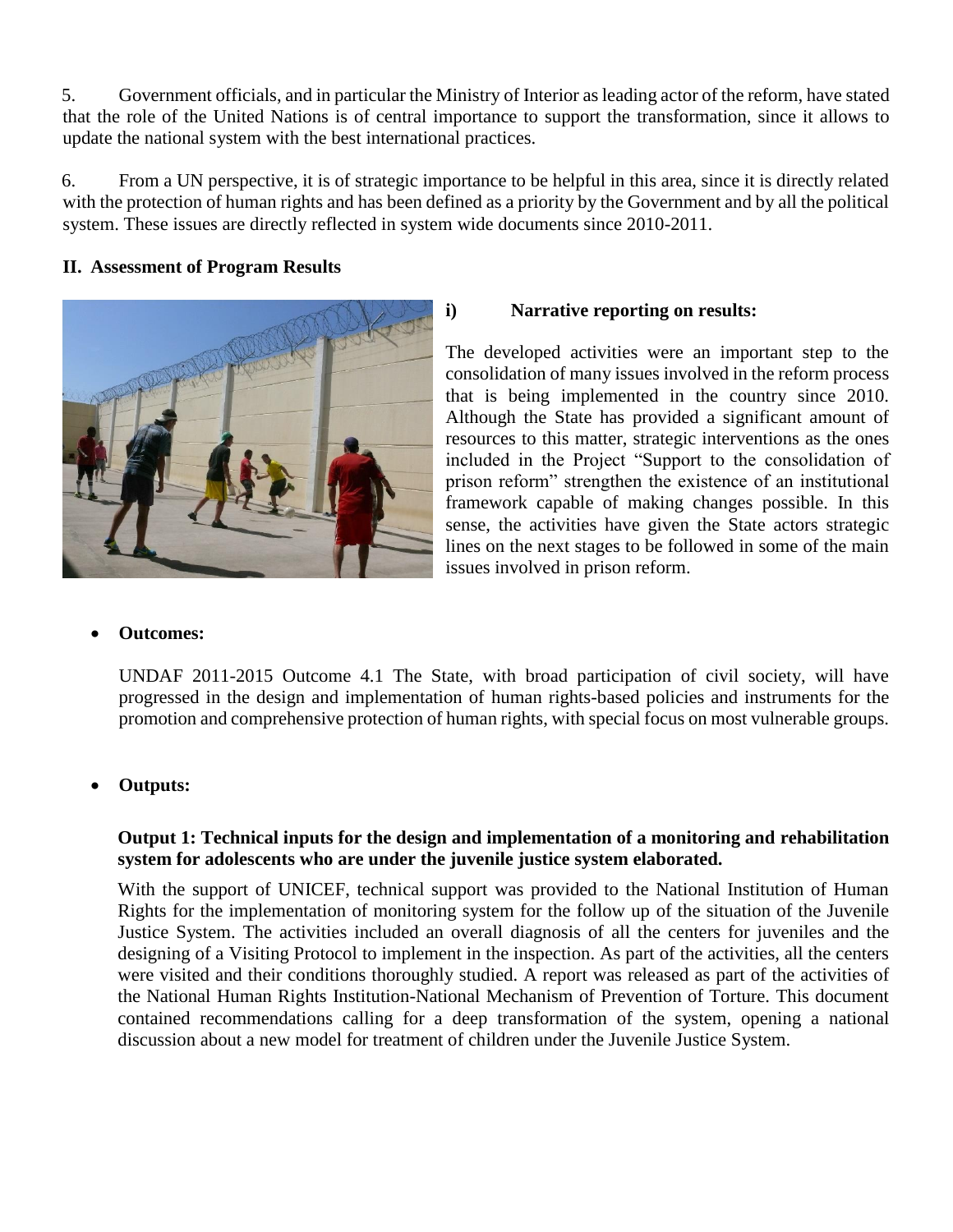5. Government officials, and in particular the Ministry of Interior as leading actor of the reform, have stated that the role of the United Nations is of central importance to support the transformation, since it allows to update the national system with the best international practices.

6. From a UN perspective, it is of strategic importance to be helpful in this area, since it is directly related with the protection of human rights and has been defined as a priority by the Government and by all the political system. These issues are directly reflected in system wide documents since 2010-2011.

## II. Assessment of Program Results

### i) Narrative reporting on results:

The developed activities were an important step to the consolidation of many issues involved in the reform process that is being implemented in the country since 2010. Although the State has provided a significant amount of resources to this matter, strategic interventions as the ones included in the Project "Support to the consolidation of prison reform" strengthen the existence of an institutional framework capable of making changes possible. In this sense, the activities have given the State actors strategic lines on the next stages to be followed in some of the main issues involved in prison reform.

- **Outcomes:**

  UNDAF 2011-2015 Outcome 4.1 The State, with broad participation of civil society, will have progressed in the design and implementation of human rights-based policies and instruments for the promotion and comprehensive protection of human rights, with special focus on most vulnerable groups.

- **Outputs:**

  **Output 1: Technical inputs for the design and implementation of a monitoring and rehabilitation system for adolescents who are under the juvenile justice system elaborated.**

  With the support of UNICEF, technical support was provided to the National Institution of Human Rights for the implementation of monitoring system for the follow up of the situation of the Juvenile Justice System. The activities included an overall diagnosis of all the centers for juveniles and the designing of a Visiting Protocol to implement in the inspection. As part of the activities, all the centers were visited and their conditions thoroughly studied. A report was released as part of the activities of the National Human Rights Institution-National Mechanism of Prevention of Torture. This document contained recommendations calling for a deep transformation of the system, opening a national discussion about a new model for treatment of children under the Juvenile Justice System.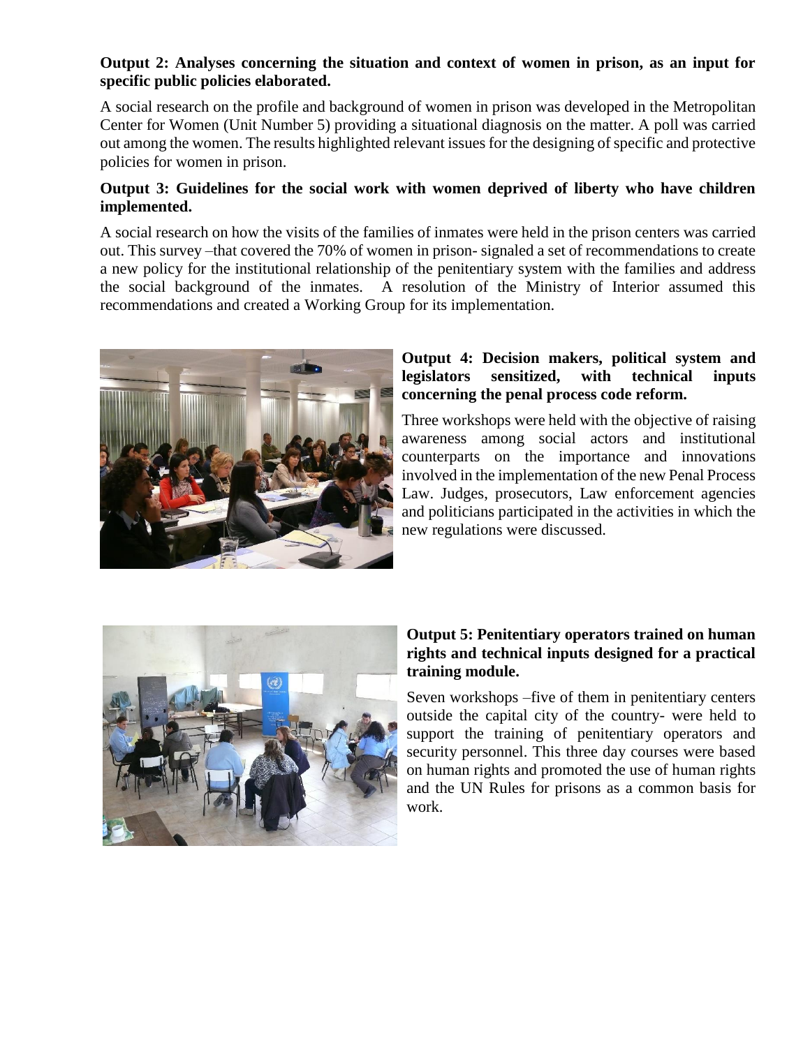**Output 2: Analyses concerning the situation and context of women in prison, as an input for specific public policies elaborated.**

A social research on the profile and background of women in prison was developed in the Metropolitan Center for Women (Unit Number 5) providing a situational diagnosis on the matter. A poll was carried out among the women. The results highlighted relevant issues for the designing of specific and protective policies for women in prison.

**Output 3: Guidelines for the social work with women deprived of liberty who have children implemented.**

A social research on how the visits of the families of inmates were held in the prison centers was carried out. This survey –that covered the 70% of women in prison- signaled a set of recommendations to create a new policy for the institutional relationship of the penitentiary system with the families and address the social background of the inmates. A resolution of the Ministry of Interior assumed this recommendations and created a Working Group for its implementation.

**Output 4: Decision makers, political system and legislators sensitized, with technical inputs concerning the penal process code reform.**

Three workshops were held with the objective of raising awareness among social actors and institutional counterparts on the importance and innovations involved in the implementation of the new Penal Process Law. Judges, prosecutors, Law enforcement agencies and politicians participated in the activities in which the new regulations were discussed.

**Output 5: Penitentiary operators trained on human rights and technical inputs designed for a practical training module.**

Seven workshops –five of them in penitentiary centers outside the capital city of the country- were held to support the training of penitentiary operators and security personnel. This three day courses were based on human rights and promoted the use of human rights and the UN Rules for prisons as a common basis for work.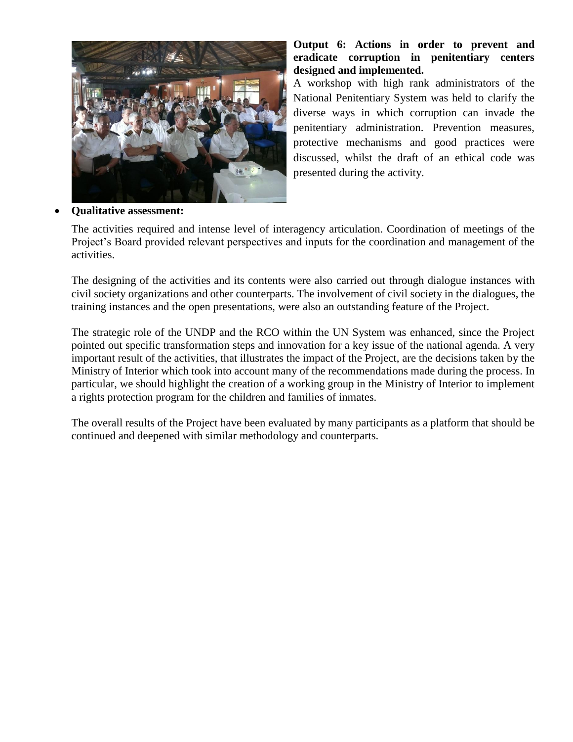**Output 6: Actions in order to prevent and eradicate corruption in penitentiary centers designed and implemented.**

A workshop with high rank administrators of the National Penitentiary System was held to clarify the diverse ways in which corruption can invade the penitentiary administration. Prevention measures, protective mechanisms and good practices were discussed, whilst the draft of an ethical code was presented during the activity.

- **Qualitative assessment:**

The activities required and intense level of interagency articulation. Coordination of meetings of the Project's Board provided relevant perspectives and inputs for the coordination and management of the activities.

The designing of the activities and its contents were also carried out through dialogue instances with civil society organizations and other counterparts. The involvement of civil society in the dialogues, the training instances and the open presentations, were also an outstanding feature of the Project.

The strategic role of the UNDP and the RCO within the UN System was enhanced, since the Project pointed out specific transformation steps and innovation for a key issue of the national agenda. A very important result of the activities, that illustrates the impact of the Project, are the decisions taken by the Ministry of Interior which took into account many of the recommendations made during the process. In particular, we should highlight the creation of a working group in the Ministry of Interior to implement a rights protection program for the children and families of inmates.

The overall results of the Project have been evaluated by many participants as a platform that should be continued and deepened with similar methodology and counterparts.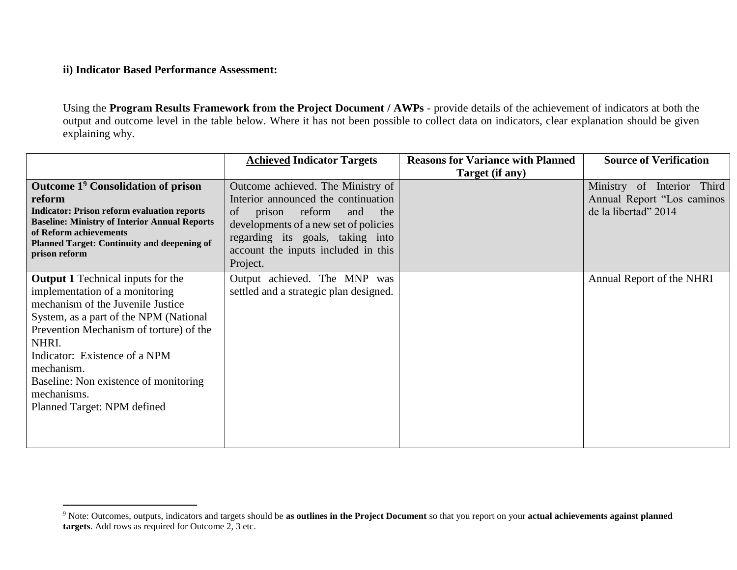**ii) Indicator Based Performance Assessment:**

Using the **Program Results Framework from the Project Document / AWPs** - provide details of the achievement of indicators at both the output and outcome level in the table below. Where it has not been possible to collect data on indicators, clear explanation should be given explaining why.

| | **Achieved Indicator Targets** | **Reasons for Variance with Planned Target (if any)** | **Source of Verification** |
|---|---|---|---|
| **Outcome 1[9] Consolidation of prison reform**<br>**Indicator: Prison reform evaluation reports**<br>**Baseline: Ministry of Interior Annual Reports of Reform achievements**<br>**Planned Target: Continuity and deepening of prison reform** | Outcome achieved. The Ministry of Interior announced the continuation of prison reform and the developments of a new set of policies regarding its goals, taking into account the inputs included in this Project. | | Ministry of Interior Third Annual Report "Los caminos de la libertad" 2014 |
| **Output 1** Technical inputs for the implementation of a monitoring mechanism of the Juvenile Justice System, as a part of the NPM (National Prevention Mechanism of torture) of the NHRI.<br>Indicator: Existence of a NPM mechanism.<br>Baseline: Non existence of monitoring mechanisms.<br>Planned Target: NPM defined | Output achieved. The MNP was settled and a strategic plan designed. | | Annual Report of the NHRI |

[9] Note: Outcomes, outputs, indicators and targets should be **as outlines in the Project Document** so that you report on your **actual achievements against planned targets**. Add rows as required for Outcome 2, 3 etc.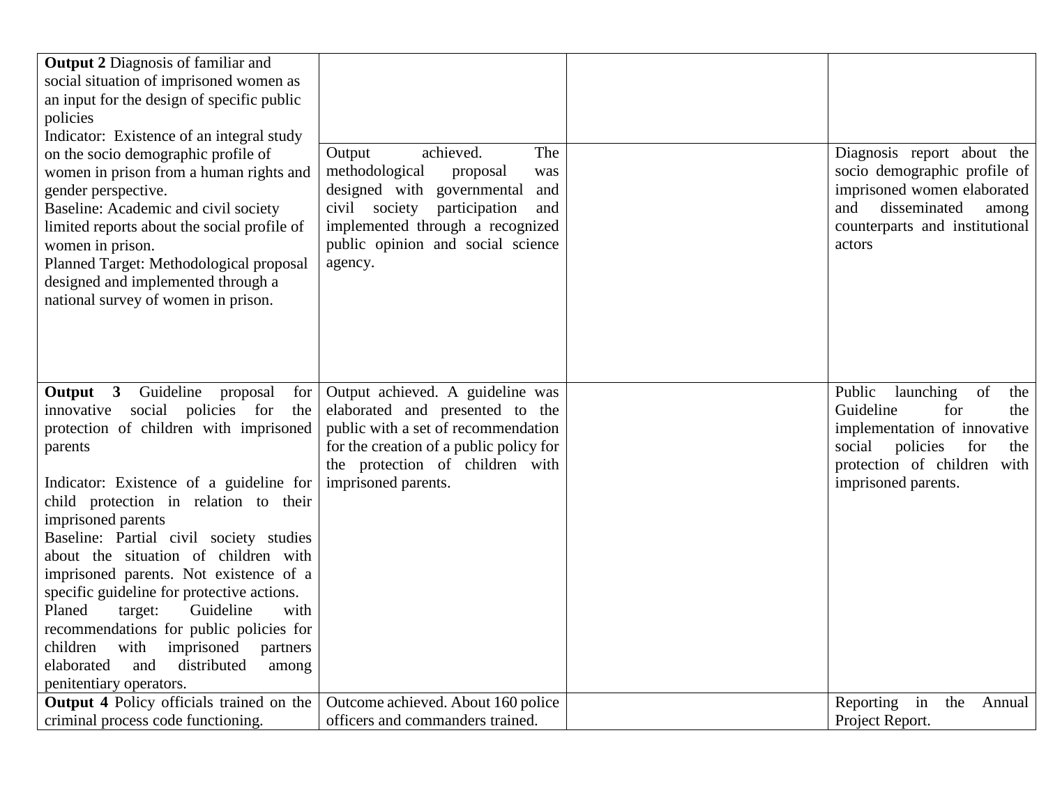| | | | |
|---|---|---|---|
| **Output 2** Diagnosis of familiar and social situation of imprisoned women as an input for the design of specific public policies<br>Indicator: Existence of an integral study on the socio demographic profile of women in prison from a human rights and gender perspective.<br>Baseline: Academic and civil society limited reports about the social profile of women in prison.<br>Planned Target: Methodological proposal designed and implemented through a national survey of women in prison. | Output achieved. The methodological proposal was designed with governmental and civil society participation and implemented through a recognized public opinion and social science agency. | | Diagnosis report about the socio demographic profile of imprisoned women elaborated and disseminated among counterparts and institutional actors |
| **Output 3** Guideline proposal for innovative social policies for the protection of children with imprisoned parents<br><br>Indicator: Existence of a guideline for child protection in relation to their imprisoned parents<br>Baseline: Partial civil society studies about the situation of children with imprisoned parents. Not existence of a specific guideline for protective actions.<br>Planed target: Guideline with recommendations for public policies for children with imprisoned partners elaborated and distributed among penitentiary operators. | Output achieved. A guideline was elaborated and presented to the public with a set of recommendation for the creation of a public policy for the protection of children with imprisoned parents. | | Public launching of the Guideline for the implementation of innovative social policies for the protection of children with imprisoned parents. |
| **Output 4** Policy officials trained on the criminal process code functioning. | Outcome achieved. About 160 police officers and commanders trained. | | Reporting in the Annual Project Report. |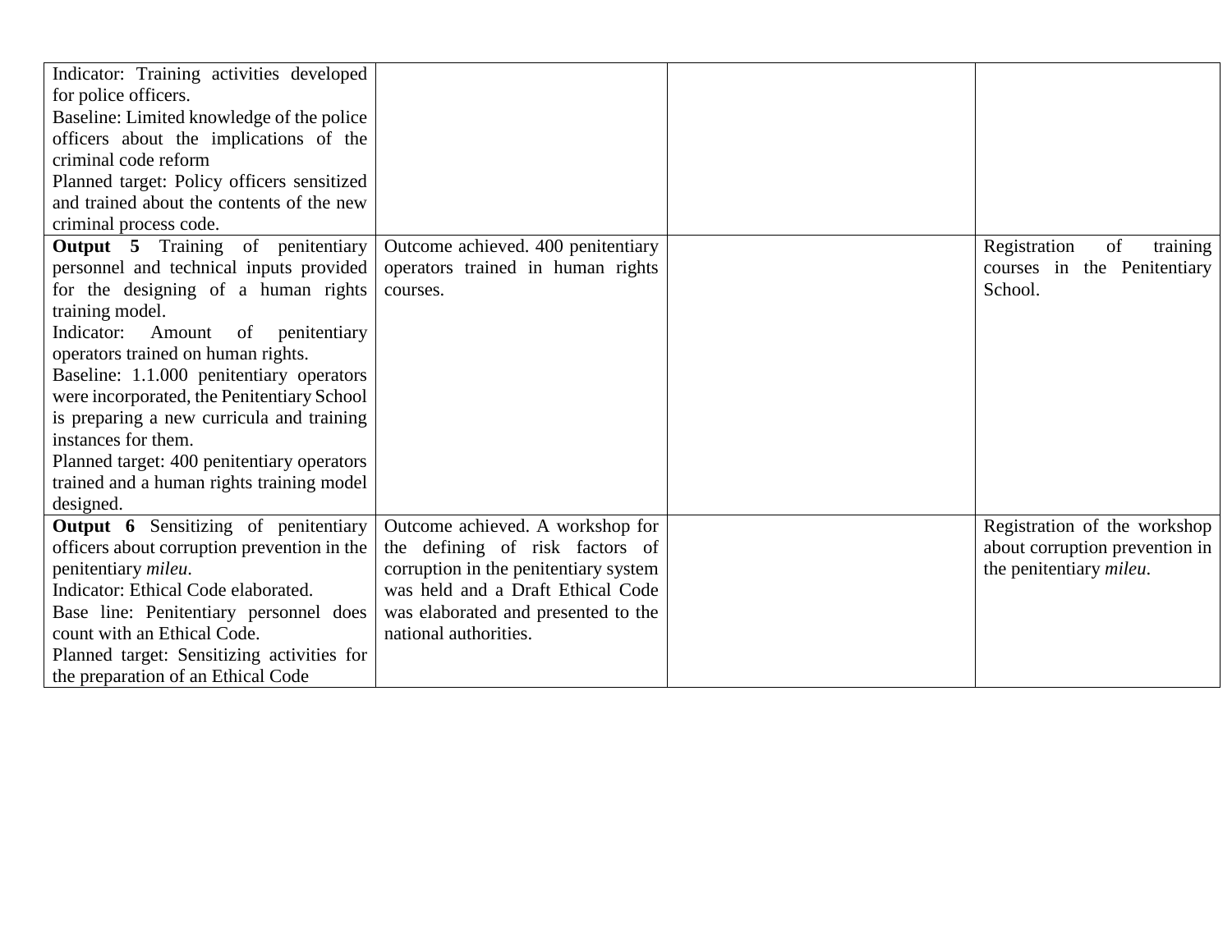| | | | |
|---|---|---|---|
| Indicator: Training activities developed for police officers.<br>Baseline: Limited knowledge of the police officers about the implications of the criminal code reform<br>Planned target: Policy officers sensitized and trained about the contents of the new criminal process code. | | | |
| **Output 5** Training of penitentiary personnel and technical inputs provided for the designing of a human rights training model.<br>Indicator: Amount of penitentiary operators trained on human rights.<br>Baseline: 1.1.000 penitentiary operators were incorporated, the Penitentiary School is preparing a new curricula and training instances for them.<br>Planned target: 400 penitentiary operators trained and a human rights training model designed. | Outcome achieved. 400 penitentiary operators trained in human rights courses. | | Registration of training courses in the Penitentiary School. |
| **Output 6** Sensitizing of penitentiary officers about corruption prevention in the penitentiary *mileu*.<br>Indicator: Ethical Code elaborated.<br>Base line: Penitentiary personnel does count with an Ethical Code.<br>Planned target: Sensitizing activities for the preparation of an Ethical Code | Outcome achieved. A workshop for the defining of risk factors of corruption in the penitentiary system was held and a Draft Ethical Code was elaborated and presented to the national authorities. | | Registration of the workshop about corruption prevention in the penitentiary *mileu*. |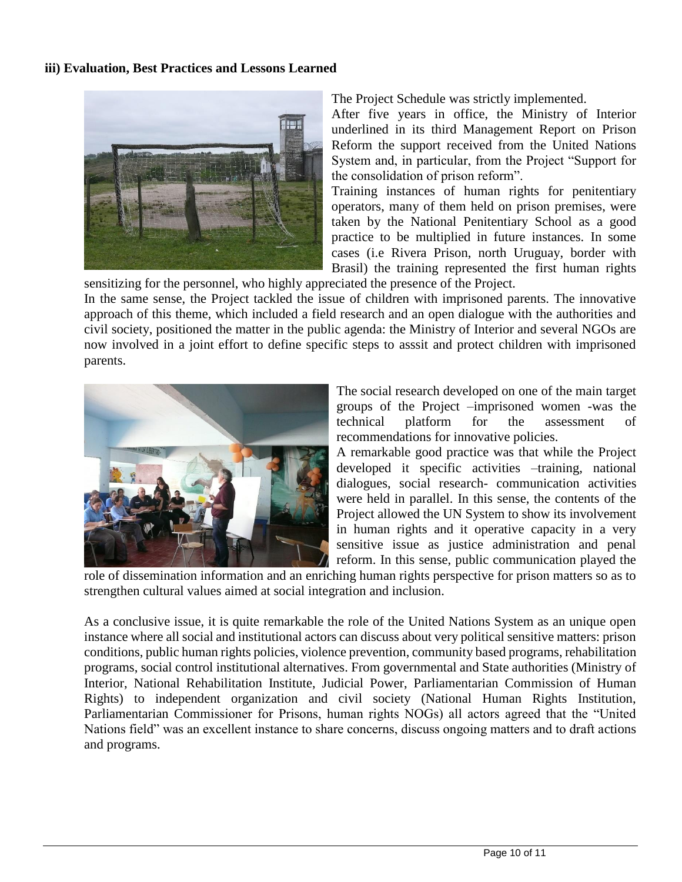**iii) Evaluation, Best Practices and Lessons Learned**

The Project Schedule was strictly implemented.

After five years in office, the Ministry of Interior underlined in its third Management Report on Prison Reform the support received from the United Nations System and, in particular, from the Project "Support for the consolidation of prison reform".

Training instances of human rights for penitentiary operators, many of them held on prison premises, were taken by the National Penitentiary School as a good practice to be multiplied in future instances. In some cases (i.e Rivera Prison, north Uruguay, border with Brasil) the training represented the first human rights sensitizing for the personnel, who highly appreciated the presence of the Project.

In the same sense, the Project tackled the issue of children with imprisoned parents. The innovative approach of this theme, which included a field research and an open dialogue with the authorities and civil society, positioned the matter in the public agenda: the Ministry of Interior and several NGOs are now involved in a joint effort to define specific steps to asssit and protect children with imprisoned parents.

The social research developed on one of the main target groups of the Project –imprisoned women -was the technical platform for the assessment of recommendations for innovative policies.

A remarkable good practice was that while the Project developed it specific activities –training, national dialogues, social research- communication activities were held in parallel. In this sense, the contents of the Project allowed the UN System to show its involvement in human rights and it operative capacity in a very sensitive issue as justice administration and penal reform. In this sense, public communication played the role of dissemination information and an enriching human rights perspective for prison matters so as to strengthen cultural values aimed at social integration and inclusion.

As a conclusive issue, it is quite remarkable the role of the United Nations System as an unique open instance where all social and institutional actors can discuss about very political sensitive matters: prison conditions, public human rights policies, violence prevention, community based programs, rehabilitation programs, social control institutional alternatives. From governmental and State authorities (Ministry of Interior, National Rehabilitation Institute, Judicial Power, Parliamentarian Commission of Human Rights) to independent organization and civil society (National Human Rights Institution, Parliamentarian Commissioner for Prisons, human rights NOGs) all actors agreed that the "United Nations field" was an excellent instance to share concerns, discuss ongoing matters and to draft actions and programs.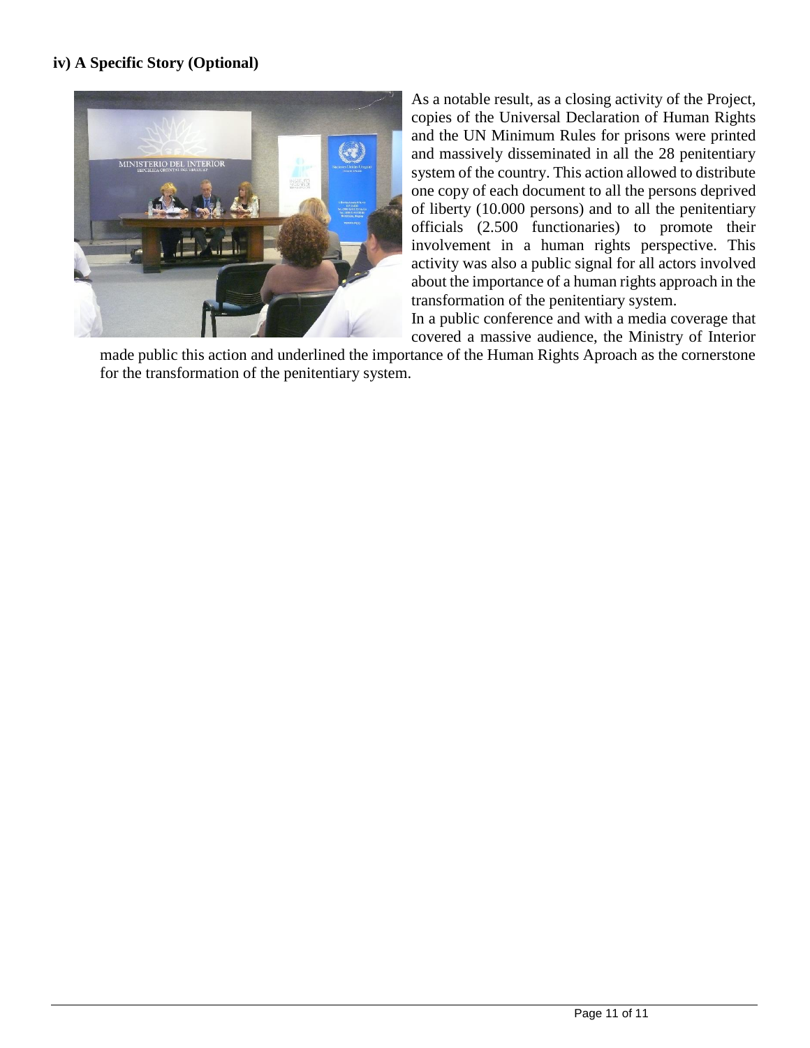**iv) A Specific Story (Optional)**

As a notable result, as a closing activity of the Project, copies of the Universal Declaration of Human Rights and the UN Minimum Rules for prisons were printed and massively disseminated in all the 28 penitentiary system of the country. This action allowed to distribute one copy of each document to all the persons deprived of liberty (10.000 persons) and to all the penitentiary officials (2.500 functionaries) to promote their involvement in a human rights perspective. This activity was also a public signal for all actors involved about the importance of a human rights approach in the transformation of the penitentiary system.

In a public conference and with a media coverage that covered a massive audience, the Ministry of Interior made public this action and underlined the importance of the Human Rights Aproach as the cornerstone for the transformation of the penitentiary system.